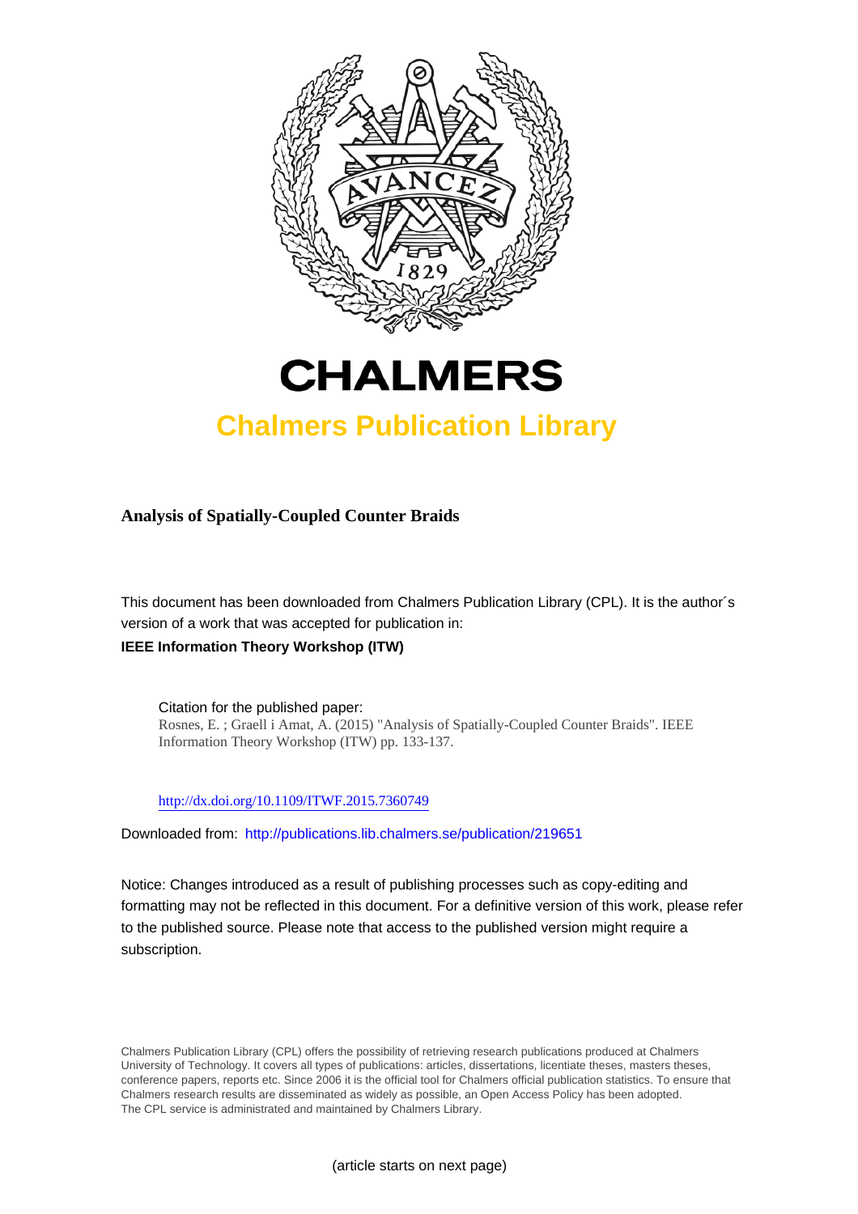# CHALMERS

## Chalmers Publication Library

**Analysis of Spatially-Coupled Counter Braids**

This document has been downloaded from Chalmers Publication Library (CPL). It is the author´s version of a work that was accepted for publication in:

**IEEE Information Theory Workshop (ITW)**

Citation for the published paper:
Rosnes, E. ; Graell i Amat, A. (2015) "Analysis of Spatially-Coupled Counter Braids". IEEE Information Theory Workshop (ITW) pp. 133-137.

http://dx.doi.org/10.1109/ITWF.2015.7360749

Downloaded from: http://publications.lib.chalmers.se/publication/219651

Notice: Changes introduced as a result of publishing processes such as copy-editing and formatting may not be reflected in this document. For a definitive version of this work, please refer to the published source. Please note that access to the published version might require a subscription.

Chalmers Publication Library (CPL) offers the possibility of retrieving research publications produced at Chalmers University of Technology. It covers all types of publications: articles, dissertations, licentiate theses, masters theses, conference papers, reports etc. Since 2006 it is the official tool for Chalmers official publication statistics. To ensure that Chalmers research results are disseminated as widely as possible, an Open Access Policy has been adopted. The CPL service is administrated and maintained by Chalmers Library.

(article starts on next page)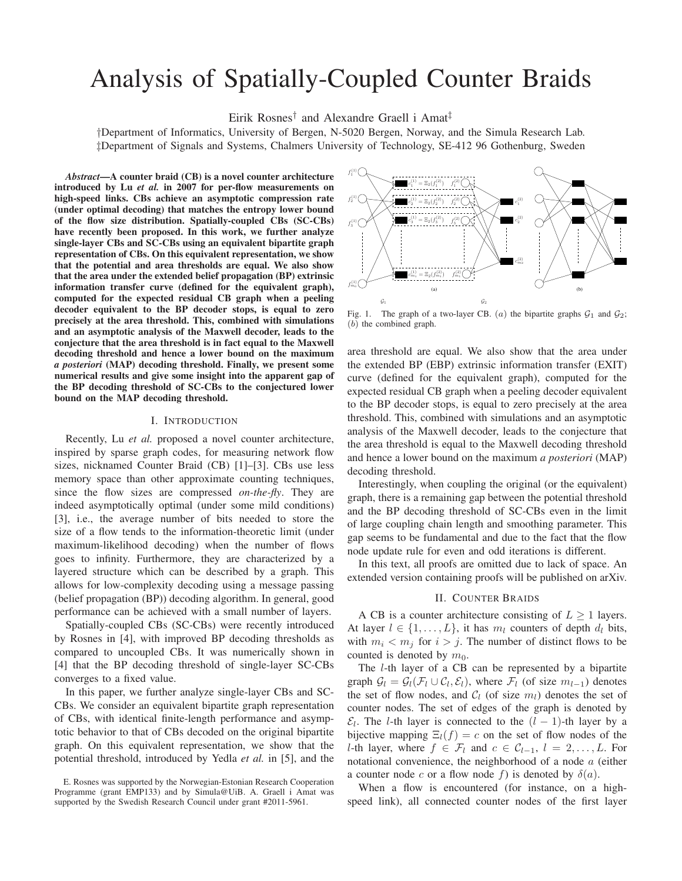# Analysis of Spatially-Coupled Counter Braids

Eirik Rosnes† and Alexandre Graell i Amat‡

†Department of Informatics, University of Bergen, N-5020 Bergen, Norway, and the Simula Research Lab.
‡Department of Signals and Systems, Chalmers University of Technology, SE-412 96 Gothenburg, Sweden

***Abstract*—A counter braid (CB) is a novel counter architecture introduced by Lu *et al.* in 2007 for per-flow measurements on high-speed links. CBs achieve an asymptotic compression rate (under optimal decoding) that matches the entropy lower bound of the flow size distribution. Spatially-coupled CBs (SC-CBs) have recently been proposed. In this work, we further analyze single-layer CBs and SC-CBs using an equivalent bipartite graph representation of CBs. On this equivalent representation, we show that the potential and area thresholds are equal. We also show that the area under the extended belief propagation (BP) extrinsic information transfer curve (defined for the equivalent graph), computed for the expected residual CB graph when a peeling decoder equivalent to the BP decoder stops, is equal to zero precisely at the area threshold. This, combined with simulations and an asymptotic analysis of the Maxwell decoder, leads to the conjecture that the area threshold is in fact equal to the Maxwell decoding threshold and hence a lower bound on the maximum *a posteriori* (MAP) decoding threshold. Finally, we present some numerical results and give some insight into the apparent gap of the BP decoding threshold of SC-CBs to the conjectured lower bound on the MAP decoding threshold.**

## I. Introduction

Recently, Lu *et al.* proposed a novel counter architecture, inspired by sparse graph codes, for measuring network flow sizes, nicknamed Counter Braid (CB) [1]–[3]. CBs use less memory space than other approximate counting techniques, since the flow sizes are compressed *on-the-fly*. They are indeed asymptotically optimal (under some mild conditions) [3], i.e., the average number of bits needed to store the size of a flow tends to the information-theoretic limit (under maximum-likelihood decoding) when the number of flows goes to infinity. Furthermore, they are characterized by a layered structure which can be described by a graph. This allows for low-complexity decoding using a message passing (belief propagation (BP)) decoding algorithm. In general, good performance can be achieved with a small number of layers.

Spatially-coupled CBs (SC-CBs) were recently introduced by Rosnes in [4], with improved BP decoding thresholds as compared to uncoupled CBs. It was numerically shown in [4] that the BP decoding threshold of single-layer SC-CBs converges to a fixed value.

In this paper, we further analyze single-layer CBs and SC-CBs. We consider an equivalent bipartite graph representation of CBs, with identical finite-length performance and asymptotic behavior to that of CBs decoded on the original bipartite graph. On this equivalent representation, we show that the potential threshold, introduced by Yedla *et al.* in [5], and the area threshold are equal. We also show that the area under the extended BP (EBP) extrinsic information transfer (EXIT) curve (defined for the equivalent graph), computed for the expected residual CB graph when a peeling decoder equivalent to the BP decoder stops, is equal to zero precisely at the area threshold. This, combined with simulations and an asymptotic analysis of the Maxwell decoder, leads to the conjecture that the area threshold is equal to the Maxwell decoding threshold and hence a lower bound on the maximum *a posteriori* (MAP) decoding threshold.

Interestingly, when coupling the original (or the equivalent) graph, there is a remaining gap between the potential threshold and the BP decoding threshold of SC-CBs even in the limit of large coupling chain length and smoothing parameter. This gap seems to be fundamental and due to the fact that the flow node update rule for even and odd iterations is different.

In this text, all proofs are omitted due to lack of space. An extended version containing proofs will be published on arXiv.

Fig. 1. The graph of a two-layer CB. $(a)$ the bipartite graphs $\mathcal{G}_1$ and $\mathcal{G}_2$; $(b)$ the combined graph.

## II. Counter Braids

A CB is a counter architecture consisting of $L \geq 1$ layers. At layer $l \in \{1,\dots,L\}$, it has $m_l$ counters of depth $d_l$ bits, with $m_i < m_j$ for $i > j$. The number of distinct flows to be counted is denoted by $m_0$.

The $l$-th layer of a CB can be represented by a bipartite graph $\mathcal{G}_l = \mathcal{G}_l(\mathcal{F}_l \cup \mathcal{C}_l, \mathcal{E}_l)$, where $\mathcal{F}_l$ (of size $m_{l-1}$) denotes the set of flow nodes, and $\mathcal{C}_l$ (of size $m_l$) denotes the set of counter nodes. The set of edges of the graph is denoted by $\mathcal{E}_l$. The $l$-th layer is connected to the $(l-1)$-th layer by a bijective mapping $\Xi_l(f) = c$ on the set of flow nodes of the $l$-th layer, where $f \in \mathcal{F}_l$ and $c \in \mathcal{C}_{l-1}$, $l = 2,\dots,L$. For notational convenience, the neighborhood of a node $a$ (either a counter node $c$ or a flow node $f$) is denoted by $\delta(a)$.

When a flow is encountered (for instance, on a high-speed link), all connected counter nodes of the first layer

E. Rosnes was supported by the Norwegian-Estonian Research Cooperation Programme (grant EMP133) and by Simula@UiB. A. Graell i Amat was supported by the Swedish Research Council under grant #2011-5961.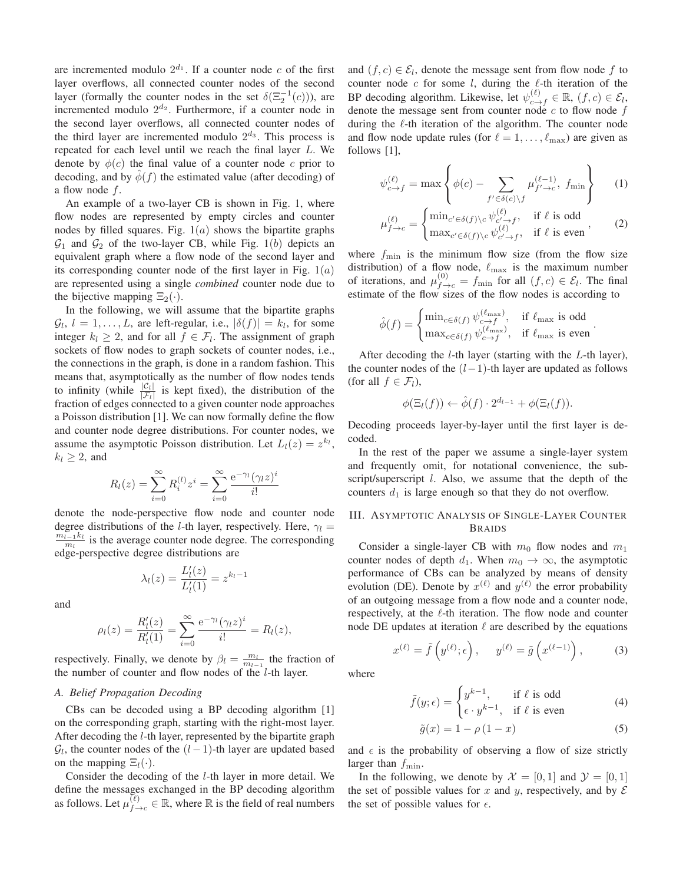are incremented modulo $2^{d_1}$. If a counter node $c$ of the first layer overflows, all connected counter nodes of the second layer (formally the counter nodes in the set $\delta(\Xi_2^{-1}(c))$), are incremented modulo $2^{d_2}$. Furthermore, if a counter node in the second layer overflows, all connected counter nodes of the third layer are incremented modulo $2^{d_3}$. This process is repeated for each level until we reach the final layer $L$. We denote by $\phi(c)$ the final value of a counter node $c$ prior to decoding, and by $\hat{\phi}(f)$ the estimated value (after decoding) of a flow node $f$.

An example of a two-layer CB is shown in Fig. 1, where flow nodes are represented by empty circles and counter nodes by filled squares. Fig. 1$(a)$ shows the bipartite graphs $\mathcal{G}_1$ and $\mathcal{G}_2$ of the two-layer CB, while Fig. 1$(b)$ depicts an equivalent graph where a flow node of the second layer and its corresponding counter node of the first layer in Fig. 1$(a)$ are represented using a single *combined* counter node due to the bijective mapping $\Xi_2(\cdot)$.

In the following, we will assume that the bipartite graphs $\mathcal{G}_l$, $l = 1, \ldots, L$, are left-regular, i.e., $|\delta(f)| = k_l$, for some integer $k_l \geq 2$, and for all $f \in \mathcal{F}_l$. The assignment of graph sockets of flow nodes to graph sockets of counter nodes, i.e., the connections in the graph, is done in a random fashion. This means that, asymptotically as the number of flow nodes tends to infinity (while $\frac{|\mathcal{C}_l|}{|\mathcal{F}_l|}$ is kept fixed), the distribution of the fraction of edges connected to a given counter node approaches a Poisson distribution [1]. We can now formally define the flow and counter node degree distributions. For counter nodes, we assume the asymptotic Poisson distribution. Let $L_l(z) = z^{k_l}$, $k_l \geq 2$, and

$$R_l(z) = \sum_{i=0}^{\infty} R_i^{(l)} z^i = \sum_{i=0}^{\infty} \frac{\mathrm{e}^{-\gamma_l}(\gamma_l z)^i}{i!}$$

denote the node-perspective flow node and counter node degree distributions of the $l$-th layer, respectively. Here, $\gamma_l = \frac{m_{l-1}k_l}{m_l}$ is the average counter node degree. The corresponding edge-perspective degree distributions are

$$\lambda_l(z) = \frac{L_l'(z)}{L_l'(1)} = z^{k_l - 1}$$

and

$$\rho_l(z) = \frac{R_l'(z)}{R_l'(1)} = \sum_{i=0}^{\infty} \frac{\mathrm{e}^{-\gamma_l}(\gamma_l z)^i}{i!} = R_l(z),$$

respectively. Finally, we denote by $\beta_l = \frac{m_l}{m_{l-1}}$ the fraction of the number of counter and flow nodes of the $l$-th layer.

### A. Belief Propagation Decoding

CBs can be decoded using a BP decoding algorithm [1] on the corresponding graph, starting with the right-most layer. After decoding the $l$-th layer, represented by the bipartite graph $\mathcal{G}_l$, the counter nodes of the $(l-1)$-th layer are updated based on the mapping $\Xi_l(\cdot)$.

Consider the decoding of the $l$-th layer in more detail. We define the messages exchanged in the BP decoding algorithm as follows. Let $\mu_{f \to c}^{(\ell)} \in \mathbb{R}$, where $\mathbb{R}$ is the field of real numbers and $(f, c) \in \mathcal{E}_l$, denote the message sent from flow node $f$ to counter node $c$ for some $l$, during the $\ell$-th iteration of the BP decoding algorithm. Likewise, let $\psi_{c \to f}^{(\ell)} \in \mathbb{R}$, $(f, c) \in \mathcal{E}_l$, denote the message sent from counter node $c$ to flow node $f$ during the $\ell$-th iteration of the algorithm. The counter node and flow node update rules (for $\ell = 1, \ldots, \ell_{\max}$) are given as follows [1],

$$\psi_{c \to f}^{(\ell)} = \max\left\{ \phi(c) - \sum_{f' \in \delta(c) \backslash f} \mu_{f' \to c}^{(\ell-1)},\ f_{\min} \right\} \quad (1)$$

$$\mu_{f \to c}^{(\ell)} = \begin{cases} \min_{c' \in \delta(f) \backslash c} \psi_{c' \to f}^{(\ell)}, & \text{if } \ell \text{ is odd} \\ \max_{c' \in \delta(f) \backslash c} \psi_{c' \to f}^{(\ell)}, & \text{if } \ell \text{ is even} \end{cases}, \quad (2)$$

where $f_{\min}$ is the minimum flow size (from the flow size distribution) of a flow node, $\ell_{\max}$ is the maximum number of iterations, and $\mu_{f \to c}^{(0)} = f_{\min}$ for all $(f, c) \in \mathcal{E}_l$. The final estimate of the flow sizes of the flow nodes is according to

$$\hat{\phi}(f) = \begin{cases} \min_{c \in \delta(f)} \psi_{c \to f}^{(\ell_{\max})}, & \text{if } \ell_{\max} \text{ is odd} \\ \max_{c \in \delta(f)} \psi_{c \to f}^{(\ell_{\max})}, & \text{if } \ell_{\max} \text{ is even} \end{cases}.$$

After decoding the $l$-th layer (starting with the $L$-th layer), the counter nodes of the $(l-1)$-th layer are updated as follows (for all $f \in \mathcal{F}_l$),

$$\phi(\Xi_l(f)) \leftarrow \hat{\phi}(f) \cdot 2^{d_{l-1}} + \phi(\Xi_l(f)).$$

Decoding proceeds layer-by-layer until the first layer is decoded.

In the rest of the paper we assume a single-layer system and frequently omit, for notational convenience, the subscript/superscript $l$. Also, we assume that the depth of the counters $d_1$ is large enough so that they do not overflow.

## III. Asymptotic Analysis of Single-Layer Counter Braids

Consider a single-layer CB with $m_0$ flow nodes and $m_1$ counter nodes of depth $d_1$. When $m_0 \to \infty$, the asymptotic performance of CBs can be analyzed by means of density evolution (DE). Denote by $x^{(\ell)}$ and $y^{(\ell)}$ the error probability of an outgoing message from a flow node and a counter node, respectively, at the $\ell$-th iteration. The flow node and counter node DE updates at iteration $\ell$ are described by the equations

$$x^{(\ell)} = \tilde{f}\left(y^{(\ell)}; \epsilon\right), \quad y^{(\ell)} = \tilde{g}\left(x^{(\ell-1)}\right), \quad (3)$$

where

$$\tilde{f}(y; \epsilon) = \begin{cases} y^{k-1}, & \text{if } \ell \text{ is odd} \\ \epsilon \cdot y^{k-1}, & \text{if } \ell \text{ is even} \end{cases} \quad (4)$$

$$\tilde{g}(x) = 1 - \rho(1 - x) \quad (5)$$

and $\epsilon$ is the probability of observing a flow of size strictly larger than $f_{\min}$.

In the following, we denote by $\mathcal{X} = [0, 1]$ and $\mathcal{Y} = [0, 1]$ the set of possible values for $x$ and $y$, respectively, and by $\mathcal{E}$ the set of possible values for $\epsilon$.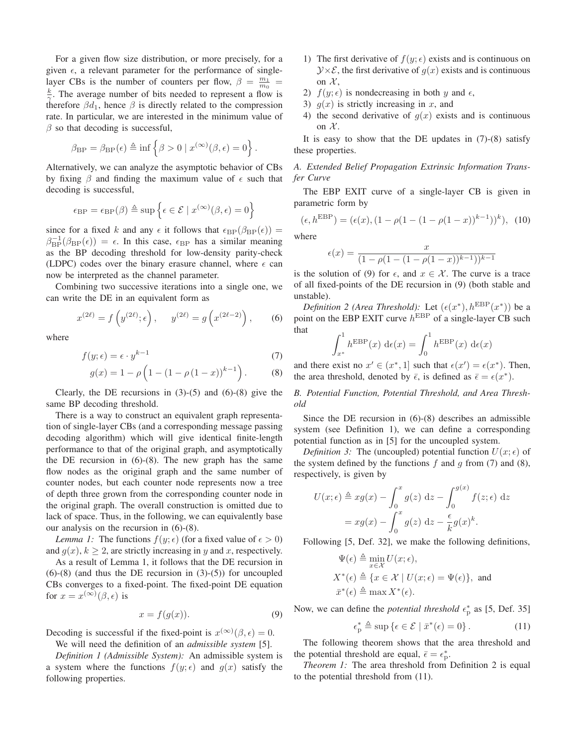For a given flow size distribution, or more precisely, for a given $\epsilon$, a relevant parameter for the performance of single-layer CBs is the number of counters per flow, $\beta = \frac{m_1}{m_0} = \frac{k}{\gamma}$. The average number of bits needed to represent a flow is therefore $\beta d_1$, hence $\beta$ is directly related to the compression rate. In particular, we are interested in the minimum value of $\beta$ so that decoding is successful,

$$\beta_{\mathrm{BP}} = \beta_{\mathrm{BP}}(\epsilon) \triangleq \inf\left\{\beta > 0 \mid x^{(\infty)}(\beta, \epsilon) = 0\right\}.$$

Alternatively, we can analyze the asymptotic behavior of CBs by fixing $\beta$ and finding the maximum value of $\epsilon$ such that decoding is successful,

$$\epsilon_{\mathrm{BP}} = \epsilon_{\mathrm{BP}}(\beta) \triangleq \sup\left\{\epsilon \in \mathcal{E} \mid x^{(\infty)}(\beta, \epsilon) = 0\right\}$$

since for a fixed $k$ and any $\epsilon$ it follows that $\epsilon_{\mathrm{BP}}(\beta_{\mathrm{BP}}(\epsilon)) = \beta_{\mathrm{BP}}^{-1}(\beta_{\mathrm{BP}}(\epsilon)) = \epsilon$. In this case, $\epsilon_{\mathrm{BP}}$ has a similar meaning as the BP decoding threshold for low-density parity-check (LDPC) codes over the binary erasure channel, where $\epsilon$ can now be interpreted as the channel parameter.

Combining two successive iterations into a single one, we can write the DE in an equivalent form as

$$x^{(2\ell)} = f\left(y^{(2\ell)}; \epsilon\right), \qquad y^{(2\ell)} = g\left(x^{(2\ell-2)}\right), \tag{6}$$

where

$$f(y; \epsilon) = \epsilon \cdot y^{k-1} \tag{7}$$

$$g(x) = 1 - \rho\left(1 - (1 - \rho(1-x))^{k-1}\right). \tag{8}$$

Clearly, the DE recursions in (3)-(5) and (6)-(8) give the same BP decoding threshold.

There is a way to construct an equivalent graph representation of single-layer CBs (and a corresponding message passing decoding algorithm) which will give identical finite-length performance to that of the original graph, and asymptotically the DE recursion in (6)-(8). The new graph has the same flow nodes as the original graph and the same number of counter nodes, but each counter node represents now a tree of depth three grown from the corresponding counter node in the original graph. The overall construction is omitted due to lack of space. Thus, in the following, we can equivalently base our analysis on the recursion in (6)-(8).

*Lemma 1:* The functions $f(y; \epsilon)$ (for a fixed value of $\epsilon > 0$) and $g(x)$, $k \geq 2$, are strictly increasing in $y$ and $x$, respectively.

As a result of Lemma 1, it follows that the DE recursion in (6)-(8) (and thus the DE recursion in (3)-(5)) for uncoupled CBs converges to a fixed-point. The fixed-point DE equation for $x = x^{(\infty)}(\beta, \epsilon)$ is

$$x = f(g(x)). \tag{9}$$

Decoding is successful if the fixed-point is $x^{(\infty)}(\beta, \epsilon) = 0$.

We will need the definition of an *admissible system* [5].

*Definition 1 (Admissible System):* An admissible system is a system where the functions $f(y; \epsilon)$ and $g(x)$ satisfy the following properties.

1) The first derivative of $f(y; \epsilon)$ exists and is continuous on $\mathcal{Y} \times \mathcal{E}$, the first derivative of $g(x)$ exists and is continuous on $\mathcal{X}$,
2) $f(y; \epsilon)$ is nondecreasing in both $y$ and $\epsilon$,
3) $g(x)$ is strictly increasing in $x$, and
4) the second derivative of $g(x)$ exists and is continuous on $\mathcal{X}$.

It is easy to show that the DE updates in (7)-(8) satisfy these properties.

### A. Extended Belief Propagation Extrinsic Information Transfer Curve

The EBP EXIT curve of a single-layer CB is given in parametric form by

$$(\epsilon, h^{\mathrm{EBP}}) = (\epsilon(x), (1 - \rho(1 - (1 - \rho(1-x))^{k-1}))^k), \tag{10}$$

where

$$\epsilon(x) = \frac{x}{(1 - \rho(1 - (1 - \rho(1-x))^{k-1}))^{k-1}}$$

is the solution of (9) for $\epsilon$, and $x \in \mathcal{X}$. The curve is a trace of all fixed-points of the DE recursion in (9) (both stable and unstable).

*Definition 2 (Area Threshold):* Let $(\epsilon(x^*), h^{\mathrm{EBP}}(x^*))$ be a point on the EBP EXIT curve $h^{\mathrm{EBP}}$ of a single-layer CB such that

$$\int_{x^*}^{1} h^{\mathrm{EBP}}(x)\ \mathrm{d}\epsilon(x) = \int_{0}^{1} h^{\mathrm{EBP}}(x)\ \mathrm{d}\epsilon(x)$$

and there exist no $x' \in (x^*, 1]$ such that $\epsilon(x') = \epsilon(x^*)$. Then, the area threshold, denoted by $\bar{\epsilon}$, is defined as $\bar{\epsilon} = \epsilon(x^*)$.

### B. Potential Function, Potential Threshold, and Area Threshold

Since the DE recursion in (6)-(8) describes an admissible system (see Definition 1), we can define a corresponding potential function as in [5] for the uncoupled system.

*Definition 3:* The (uncoupled) potential function $U(x; \epsilon)$ of the system defined by the functions $f$ and $g$ from (7) and (8), respectively, is given by

$$\begin{aligned} U(x; \epsilon) &\triangleq x g(x) - \int_0^x g(z)\ \mathrm{d}z - \int_0^{g(x)} f(z; \epsilon)\ \mathrm{d}z \\ &= x g(x) - \int_0^x g(z)\ \mathrm{d}z - \frac{\epsilon}{k} g(x)^k. \end{aligned}$$

Following [5, Def. 32], we make the following definitions,

$$\Psi(\epsilon) \triangleq \min_{x \in \mathcal{X}} U(x; \epsilon),$$
$$X^*(\epsilon) \triangleq \{x \in \mathcal{X} \mid U(x; \epsilon) = \Psi(\epsilon)\}, \text{ and}$$
$$\bar{x}^*(\epsilon) \triangleq \max X^*(\epsilon).$$

Now, we can define the *potential threshold* $\epsilon_{\mathrm{p}}^*$ as [5, Def. 35]

$$\epsilon_{\mathrm{p}}^* \triangleq \sup\left\{\epsilon \in \mathcal{E} \mid \bar{x}^*(\epsilon) = 0\right\}. \tag{11}$$

The following theorem shows that the area threshold and the potential threshold are equal, $\bar{\epsilon} = \epsilon_{\mathrm{p}}^*$.

*Theorem 1:* The area threshold from Definition 2 is equal to the potential threshold from (11).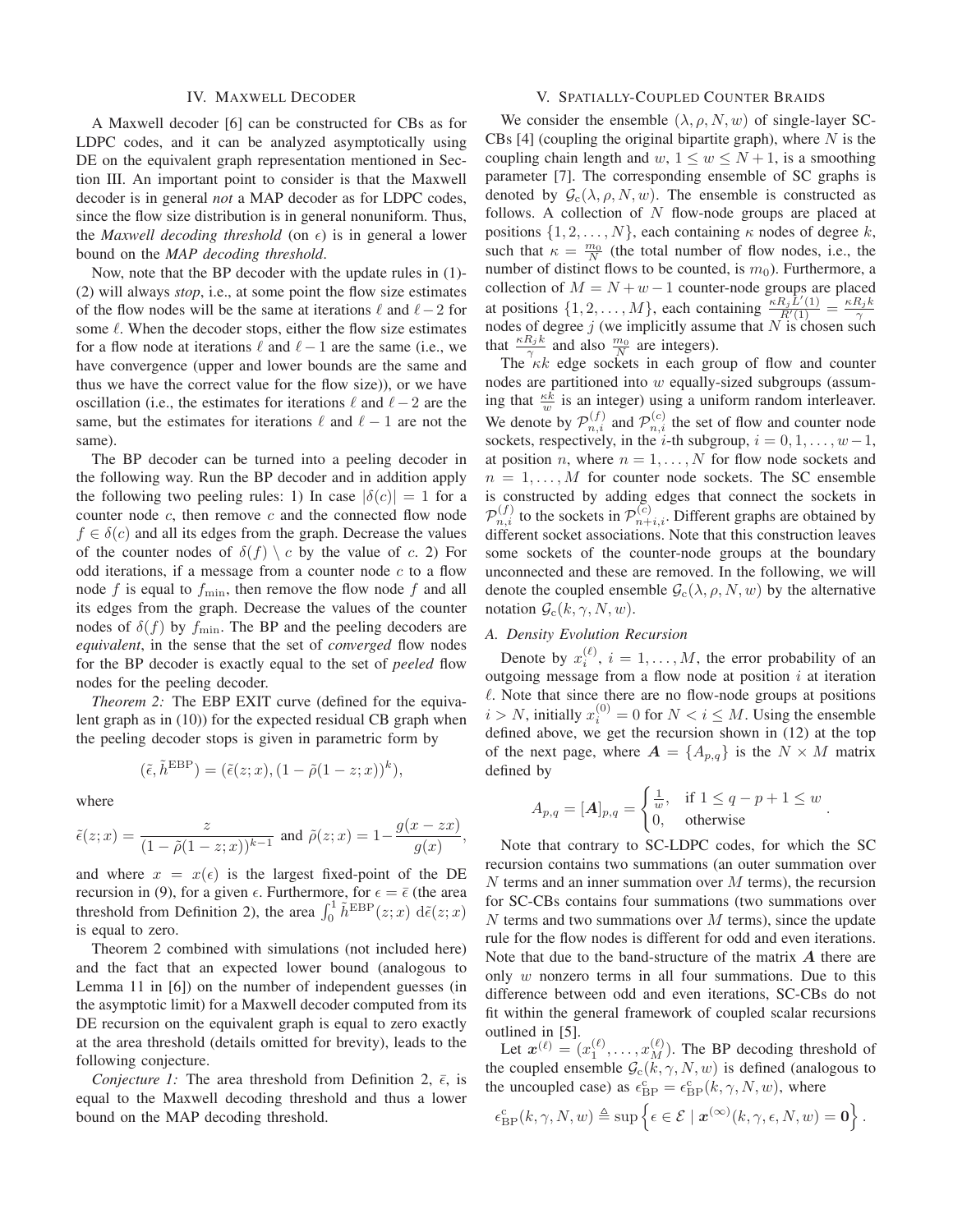## IV. Maxwell Decoder

A Maxwell decoder [6] can be constructed for CBs as for LDPC codes, and it can be analyzed asymptotically using DE on the equivalent graph representation mentioned in Section III. An important point to consider is that the Maxwell decoder is in general *not* a MAP decoder as for LDPC codes, since the flow size distribution is in general nonuniform. Thus, the *Maxwell decoding threshold* (on $\epsilon$) is in general a lower bound on the *MAP decoding threshold*.

Now, note that the BP decoder with the update rules in (1)-(2) will always *stop*, i.e., at some point the flow size estimates of the flow nodes will be the same at iterations $\ell$ and $\ell-2$ for some $\ell$. When the decoder stops, either the flow size estimates for a flow node at iterations $\ell$ and $\ell-1$ are the same (i.e., we have convergence (upper and lower bounds are the same and thus we have the correct value for the flow size)), or we have oscillation (i.e., the estimates for iterations $\ell$ and $\ell-2$ are the same, but the estimates for iterations $\ell$ and $\ell-1$ are not the same).

The BP decoder can be turned into a peeling decoder in the following way. Run the BP decoder and in addition apply the following two peeling rules: 1) In case $|\delta(c)|=1$ for a counter node $c$, then remove $c$ and the connected flow node $f \in \delta(c)$ and all its edges from the graph. Decrease the values of the counter nodes of $\delta(f) \setminus c$ by the value of $c$. 2) For odd iterations, if a message from a counter node $c$ to a flow node $f$ is equal to $f_{\min}$, then remove the flow node $f$ and all its edges from the graph. Decrease the values of the counter nodes of $\delta(f)$ by $f_{\min}$. The BP and the peeling decoders are *equivalent*, in the sense that the set of *converged* flow nodes for the BP decoder is exactly equal to the set of *peeled* flow nodes for the peeling decoder.

*Theorem 2:* The EBP EXIT curve (defined for the equivalent graph as in (10)) for the expected residual CB graph when the peeling decoder stops is given in parametric form by

$$(\tilde{\epsilon}, \tilde{h}^{\mathrm{EBP}}) = (\tilde{\epsilon}(z;x), (1-\tilde{\rho}(1-z;x))^k),$$

where

$$\tilde{\epsilon}(z;x) = \frac{z}{(1-\tilde{\rho}(1-z;x))^{k-1}} \text{ and } \tilde{\rho}(z;x) = 1-\frac{g(x-zx)}{g(x)},$$

and where $x = x(\epsilon)$ is the largest fixed-point of the DE recursion in (9), for a given $\epsilon$. Furthermore, for $\epsilon = \bar{\epsilon}$ (the area threshold from Definition 2), the area $\int_0^1 \tilde{h}^{\mathrm{EBP}}(z;x)\; \mathrm{d}\tilde{\epsilon}(z;x)$ is equal to zero.

Theorem 2 combined with simulations (not included here) and the fact that an expected lower bound (analogous to Lemma 11 in [6]) on the number of independent guesses (in the asymptotic limit) for a Maxwell decoder computed from its DE recursion on the equivalent graph is equal to zero exactly at the area threshold (details omitted for brevity), leads to the following conjecture.

*Conjecture 1:* The area threshold from Definition 2, $\bar{\epsilon}$, is equal to the Maxwell decoding threshold and thus a lower bound on the MAP decoding threshold.

## V. Spatially-Coupled Counter Braids

We consider the ensemble $(\lambda, \rho, N, w)$ of single-layer SC-CBs [4] (coupling the original bipartite graph), where $N$ is the coupling chain length and $w$, $1 \leq w \leq N+1$, is a smoothing parameter [7]. The corresponding ensemble of SC graphs is denoted by $\mathcal{G}_{\mathrm{c}}(\lambda, \rho, N, w)$. The ensemble is constructed as follows. A collection of $N$ flow-node groups are placed at positions $\{1,2,\ldots,N\}$, each containing $\kappa$ nodes of degree $k$, such that $\kappa = \frac{m_0}{N}$ (the total number of flow nodes, i.e., the number of distinct flows to be counted, is $m_0$). Furthermore, a collection of $M = N+w-1$ counter-node groups are placed at positions $\{1,2,\ldots,M\}$, each containing $\frac{\kappa R_j L'(1)}{R'(1)} = \frac{\kappa R_j k}{\gamma}$ nodes of degree $j$ (we implicitly assume that $N$ is chosen such that $\frac{\kappa R_j k}{\gamma}$ and also $\frac{m_0}{N}$ are integers).

The $\kappa k$ edge sockets in each group of flow and counter nodes are partitioned into $w$ equally-sized subgroups (assuming that $\frac{\kappa k}{w}$ is an integer) using a uniform random interleaver. We denote by $\mathcal{P}_{n,i}^{(f)}$ and $\mathcal{P}_{n,i}^{(c)}$ the set of flow and counter node sockets, respectively, in the $i$-th subgroup, $i = 0,1,\ldots,w-1$, at position $n$, where $n = 1,\ldots,N$ for flow node sockets and $n = 1,\ldots,M$ for counter node sockets. The SC ensemble is constructed by adding edges that connect the sockets in $\mathcal{P}_{n,i}^{(f)}$ to the sockets in $\mathcal{P}_{n+i,i}^{(c)}$. Different graphs are obtained by different socket associations. Note that this construction leaves some sockets of the counter-node groups at the boundary unconnected and these are removed. In the following, we will denote the coupled ensemble $\mathcal{G}_{\mathrm{c}}(\lambda, \rho, N, w)$ by the alternative notation $\mathcal{G}_{\mathrm{c}}(k, \gamma, N, w)$.

### A. Density Evolution Recursion

Denote by $x_i^{(\ell)}$, $i = 1,\ldots,M$, the error probability of an outgoing message from a flow node at position $i$ at iteration $\ell$. Note that since there are no flow-node groups at positions $i > N$, initially $x_i^{(0)} = 0$ for $N < i \leq M$. Using the ensemble defined above, we get the recursion shown in (12) at the top of the next page, where $\boldsymbol{A} = \{A_{p,q}\}$ is the $N \times M$ matrix defined by

$$A_{p,q} = [\boldsymbol{A}]_{p,q} = \begin{cases} \frac{1}{w}, & \text{if } 1 \leq q-p+1 \leq w \\ 0, & \text{otherwise} \end{cases}.$$

Note that contrary to SC-LDPC codes, for which the SC recursion contains two summations (an outer summation over $N$ terms and an inner summation over $M$ terms), the recursion for SC-CBs contains four summations (two summations over $N$ terms and two summations over $M$ terms), since the update rule for the flow nodes is different for odd and even iterations. Note that due to the band-structure of the matrix $\boldsymbol{A}$ there are only $w$ nonzero terms in all four summations. Due to this difference between odd and even iterations, SC-CBs do not fit within the general framework of coupled scalar recursions outlined in [5].

Let $\boldsymbol{x}^{(\ell)} = (x_1^{(\ell)}, \ldots, x_M^{(\ell)})$. The BP decoding threshold of the coupled ensemble $\mathcal{G}_{\mathrm{c}}(k, \gamma, N, w)$ is defined (analogous to the uncoupled case) as $\epsilon_{\mathrm{BP}}^{\mathrm{c}} = \epsilon_{\mathrm{BP}}^{\mathrm{c}}(k, \gamma, N, w)$, where

$$\epsilon_{\mathrm{BP}}^{\mathrm{c}}(k, \gamma, N, w) \triangleq \sup\left\{\epsilon \in \mathcal{E} \mid \boldsymbol{x}^{(\infty)}(k, \gamma, \epsilon, N, w) = \boldsymbol{0}\right\}.$$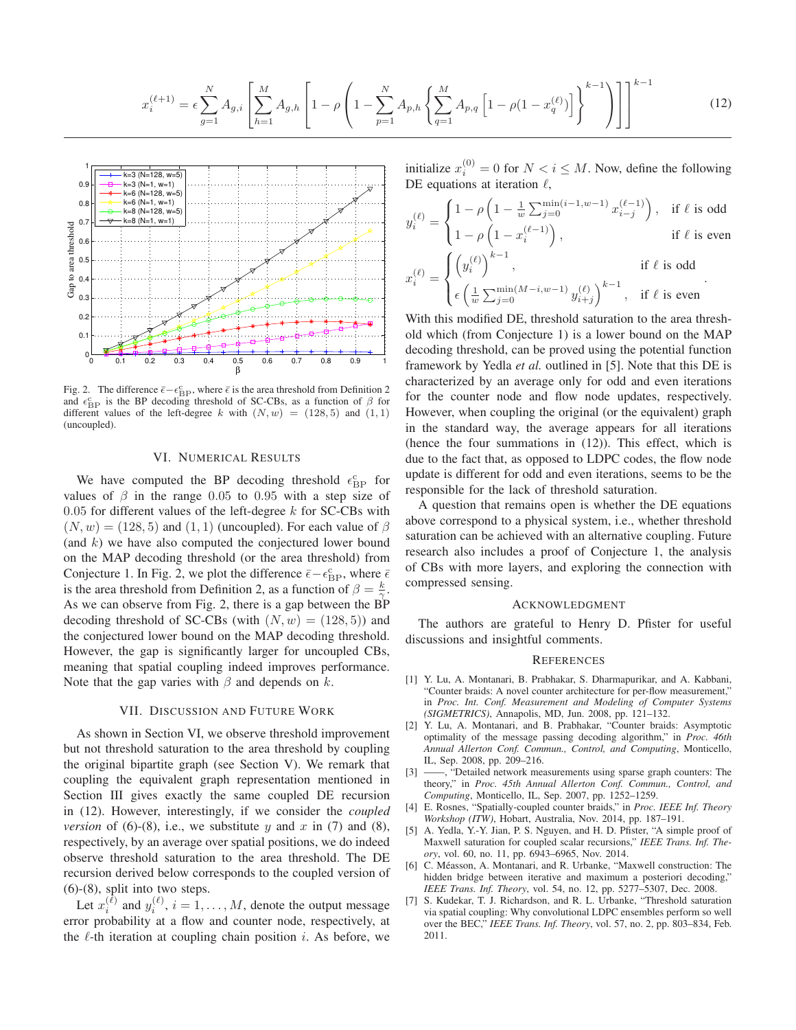$$x_i^{(\ell+1)} = \epsilon \sum_{g=1}^{N} A_{g,i} \left[ \sum_{h=1}^{M} A_{g,h} \left[ 1 - \rho \left( 1 - \sum_{p=1}^{N} A_{p,h} \left\{ \sum_{q=1}^{M} A_{p,q} \left[ 1 - \rho(1 - x_q^{(\ell)}) \right] \right\}^{k-1} \right) \right] \right]^{k-1} \tag{12}$$

Gap to area threshold

β

0
0.1
0.2
0.3
0.4
0.5
0.6
0.7
0.8
0.9
1

0
0.1
0.2
0.3
0.4
0.5
0.6
0.7
0.8
0.9
1

k=3 (N=128, w=5)
k=3 (N=1, w=1)
k=6 (N=128, w=5)
k=6 (N=1, w=1)
k=8 (N=128, w=5)
k=8 (N=1, w=1)

Fig. 2. The difference $\bar{\epsilon} - \epsilon_{\rm BP}^{\rm c}$, where $\bar{\epsilon}$ is the area threshold from Definition 2 and $\epsilon_{\rm BP}^{\rm c}$ is the BP decoding threshold of SC-CBs, as a function of $\beta$ for different values of the left-degree $k$ with $(N, w) = (128, 5)$ and $(1, 1)$ (uncoupled).

## VI. Numerical Results

We have computed the BP decoding threshold $\epsilon_{\rm BP}^{\rm c}$ for values of $\beta$ in the range $0.05$ to $0.95$ with a step size of $0.05$ for different values of the left-degree $k$ for SC-CBs with $(N, w) = (128, 5)$ and $(1, 1)$ (uncoupled). For each value of $\beta$ (and $k$) we have also computed the conjectured lower bound on the MAP decoding threshold (or the area threshold) from Conjecture 1. In Fig. 2, we plot the difference $\bar{\epsilon} - \epsilon_{\rm BP}^{\rm c}$, where $\bar{\epsilon}$ is the area threshold from Definition 2, as a function of $\beta = \frac{k}{\gamma}$. As we can observe from Fig. 2, there is a gap between the BP decoding threshold of SC-CBs (with $(N, w) = (128, 5)$) and the conjectured lower bound on the MAP decoding threshold. However, the gap is significantly larger for uncoupled CBs, meaning that spatial coupling indeed improves performance. Note that the gap varies with $\beta$ and depends on $k$.

## VII. Discussion and Future Work

As shown in Section VI, we observe threshold improvement but not threshold saturation to the area threshold by coupling the original bipartite graph (see Section V). We remark that coupling the equivalent graph representation mentioned in Section III gives exactly the same coupled DE recursion in (12). However, interestingly, if we consider the *coupled version* of (6)-(8), i.e., we substitute $y$ and $x$ in (7) and (8), respectively, by an average over spatial positions, we do indeed observe threshold saturation to the area threshold. The DE recursion derived below corresponds to the coupled version of (6)-(8), split into two steps.

Let $x_i^{(\ell)}$ and $y_i^{(\ell)}$, $i = 1, \ldots, M$, denote the output message error probability at a flow and counter node, respectively, at the $\ell$-th iteration at coupling chain position $i$. As before, we initialize $x_i^{(0)} = 0$ for $N < i \leq M$. Now, define the following DE equations at iteration $\ell$,

$$y_i^{(\ell)} = \begin{cases} 1 - \rho \left( 1 - \frac{1}{w} \sum_{j=0}^{\min(i-1, w-1)} x_{i-j}^{(\ell-1)} \right), & \text{if } \ell \text{ is odd} \\ 1 - \rho \left( 1 - x_i^{(\ell-1)} \right), & \text{if } \ell \text{ is even} \end{cases}$$

$$x_i^{(\ell)} = \begin{cases} \left( y_i^{(\ell)} \right)^{k-1}, & \text{if } \ell \text{ is odd} \\ \epsilon \left( \frac{1}{w} \sum_{j=0}^{\min(M-i, w-1)} y_{i+j}^{(\ell)} \right)^{k-1}, & \text{if } \ell \text{ is even} \end{cases}.$$

With this modified DE, threshold saturation to the area threshold which (from Conjecture 1) is a lower bound on the MAP decoding threshold, can be proved using the potential function framework by Yedla *et al.* outlined in [5]. Note that this DE is characterized by an average only for odd and even iterations for the counter node and flow node updates, respectively. However, when coupling the original (or the equivalent) graph in the standard way, the average appears for all iterations (hence the four summations in (12)). This effect, which is due to the fact that, as opposed to LDPC codes, the flow node update is different for odd and even iterations, seems to be the responsible for the lack of threshold saturation.

A question that remains open is whether the DE equations above correspond to a physical system, i.e., whether threshold saturation can be achieved with an alternative coupling. Future research also includes a proof of Conjecture 1, the analysis of CBs with more layers, and exploring the connection with compressed sensing.

## Acknowledgment

The authors are grateful to Henry D. Pfister for useful discussions and insightful comments.

## References

[1] Y. Lu, A. Montanari, B. Prabhakar, S. Dharmapurikar, and A. Kabbani, "Counter braids: A novel counter architecture for per-flow measurement," in *Proc. Int. Conf. Measurement and Modeling of Computer Systems (SIGMETRICS)*, Annapolis, MD, Jun. 2008, pp. 121–132.

[2] Y. Lu, A. Montanari, and B. Prabhakar, "Counter braids: Asymptotic optimality of the message passing decoding algorithm," in *Proc. 46th Annual Allerton Conf. Commun., Control, and Computing*, Monticello, IL, Sep. 2008, pp. 209–216.

[3] ——, "Detailed network measurements using sparse graph counters: The theory," in *Proc. 45th Annual Allerton Conf. Commun., Control, and Computing*, Monticello, IL, Sep. 2007, pp. 1252–1259.

[4] E. Rosnes, "Spatially-coupled counter braids," in *Proc. IEEE Inf. Theory Workshop (ITW)*, Hobart, Australia, Nov. 2014, pp. 187–191.

[5] A. Yedla, Y.-Y. Jian, P. S. Nguyen, and H. D. Pfister, "A simple proof of Maxwell saturation for coupled scalar recursions," *IEEE Trans. Inf. Theory*, vol. 60, no. 11, pp. 6943–6965, Nov. 2014.

[6] C. Méasson, A. Montanari, and R. Urbanke, "Maxwell construction: The hidden bridge between iterative and maximum a posteriori decoding," *IEEE Trans. Inf. Theory*, vol. 54, no. 12, pp. 5277–5307, Dec. 2008.

[7] S. Kudekar, T. J. Richardson, and R. L. Urbanke, "Threshold saturation via spatial coupling: Why convolutional LDPC ensembles perform so well over the BEC," *IEEE Trans. Inf. Theory*, vol. 57, no. 2, pp. 803–834, Feb. 2011.